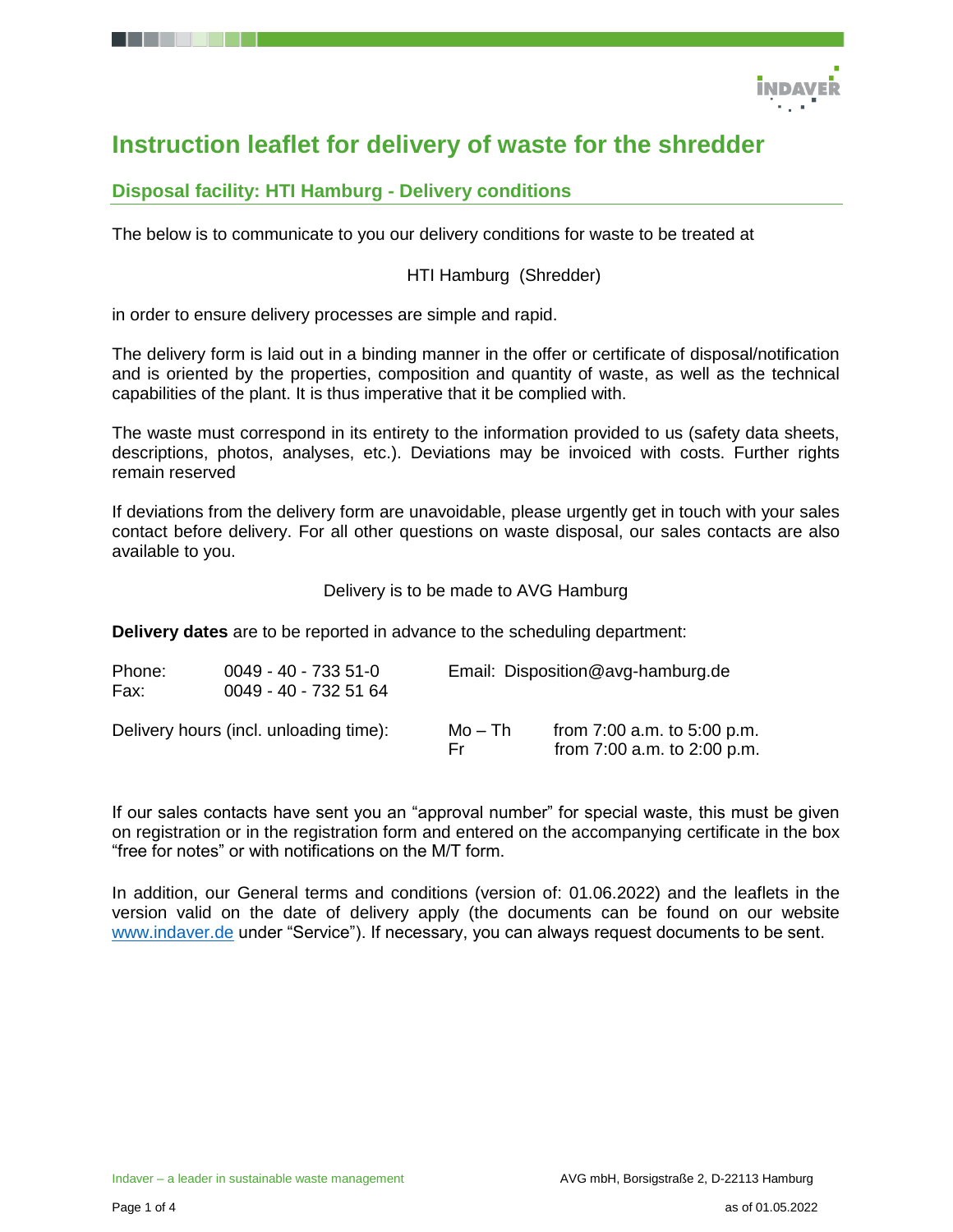# Instruction leaflet for delivery of waste for the shredder

## Disposal facility: HTI Hamburg - Delivery conditions

The below is to communicate to you our delivery conditions for waste to be treated at

HTI Hamburg (Shredder)

in order to ensure delivery processes are simple and rapid.

The delivery form is laid out in a binding manner in the offer or certificate of disposal/notification and is oriented by the properties, composition and quantity of waste, as well as the technical capabilities of the plant. It is thus imperative that it be complied with.

The waste must correspond in its entirety to the information provided to us (safety data sheets, descriptions, photos, analyses, etc.). Deviations may be invoiced with costs. Further rights remain reserved

If deviations from the delivery form are unavoidable, please urgently get in touch with your sales contact before delivery. For all other questions on waste disposal, our sales contacts are also available to you.

Delivery is to be made to AVG Hamburg

**Delivery dates** are to be reported in advance to the scheduling department:

Phone: 0049 - 40 - 733 51-0
Fax: 0049 - 40 - 732 51 64
Email: Disposition@avg-hamburg.de

Delivery hours (incl. unloading time):
- Mo – Th: from 7:00 a.m. to 5:00 p.m.
- Fr: from 7:00 a.m. to 2:00 p.m.

If our sales contacts have sent you an "approval number" for special waste, this must be given on registration or in the registration form and entered on the accompanying certificate in the box "free for notes" or with notifications on the M/T form.

In addition, our General terms and conditions (version of: 01.06.2022) and the leaflets in the version valid on the date of delivery apply (the documents can be found on our website www.indaver.de under "Service"). If necessary, you can always request documents to be sent.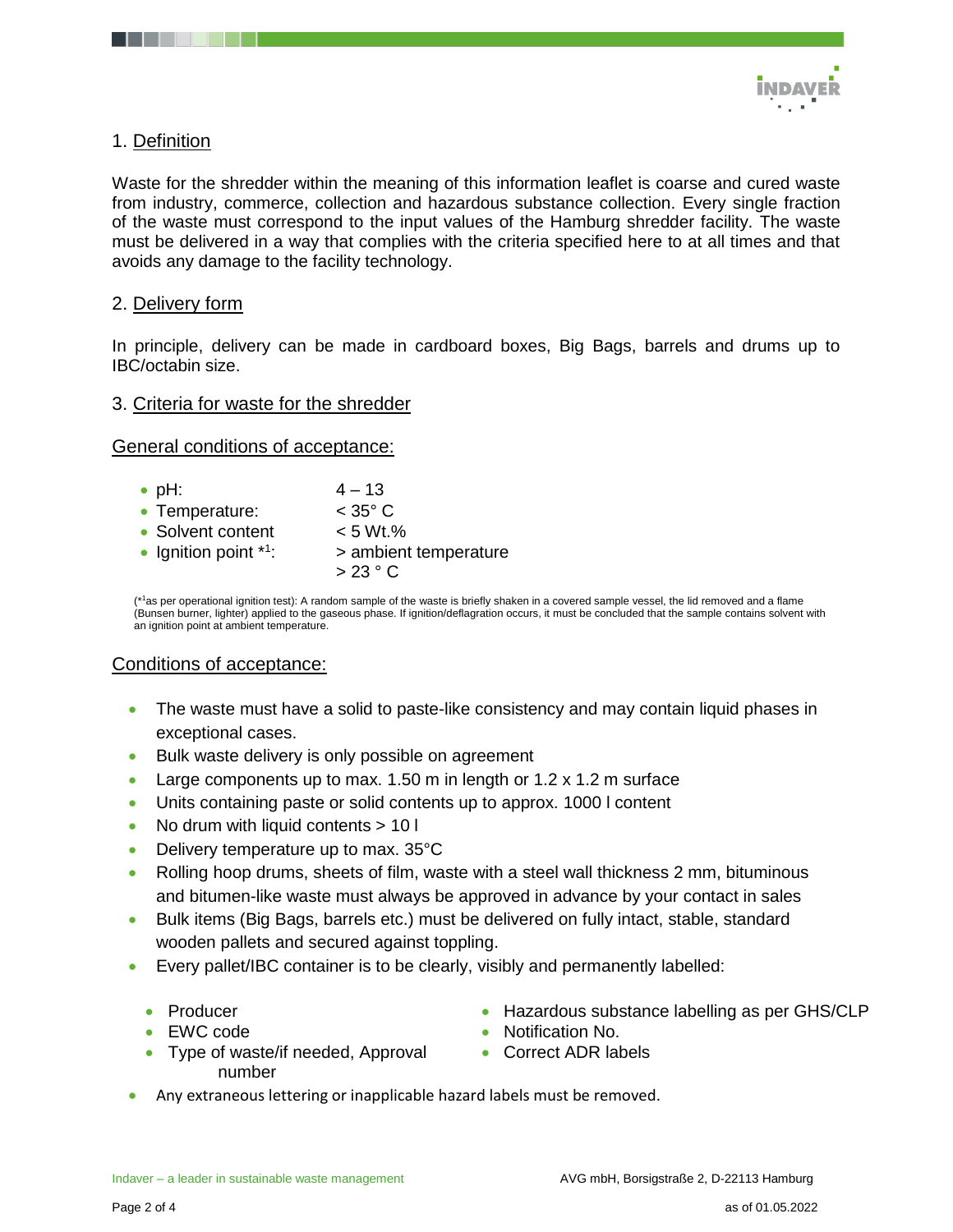## 1. Definition

Waste for the shredder within the meaning of this information leaflet is coarse and cured waste from industry, commerce, collection and hazardous substance collection. Every single fraction of the waste must correspond to the input values of the Hamburg shredder facility. The waste must be delivered in a way that complies with the criteria specified here to at all times and that avoids any damage to the facility technology.

## 2. Delivery form

In principle, delivery can be made in cardboard boxes, Big Bags, barrels and drums up to IBC/octabin size.

## 3. Criteria for waste for the shredder

### General conditions of acceptance:

- pH: 4 – 13
- Temperature: < 35° C
- Solvent content < 5 Wt.%
- Ignition point *[1]: > ambient temperature
  > 23 ° C

(*[1]as per operational ignition test): A random sample of the waste is briefly shaken in a covered sample vessel, the lid removed and a flame (Bunsen burner, lighter) applied to the gaseous phase. If ignition/deflagration occurs, it must be concluded that the sample contains solvent with an ignition point at ambient temperature.

### Conditions of acceptance:

- The waste must have a solid to paste-like consistency and may contain liquid phases in exceptional cases.
- Bulk waste delivery is only possible on agreement
- Large components up to max. 1.50 m in length or 1.2 x 1.2 m surface
- Units containing paste or solid contents up to approx. 1000 l content
- No drum with liquid contents > 10 l
- Delivery temperature up to max. 35°C
- Rolling hoop drums, sheets of film, waste with a steel wall thickness 2 mm, bituminous and bitumen-like waste must always be approved in advance by your contact in sales
- Bulk items (Big Bags, barrels etc.) must be delivered on fully intact, stable, standard wooden pallets and secured against toppling.
- Every pallet/IBC container is to be clearly, visibly and permanently labelled:
  - Producer
  - EWC code
  - Type of waste/if needed, Approval number
  - Hazardous substance labelling as per GHS/CLP
  - Notification No.
  - Correct ADR labels
- Any extraneous lettering or inapplicable hazard labels must be removed.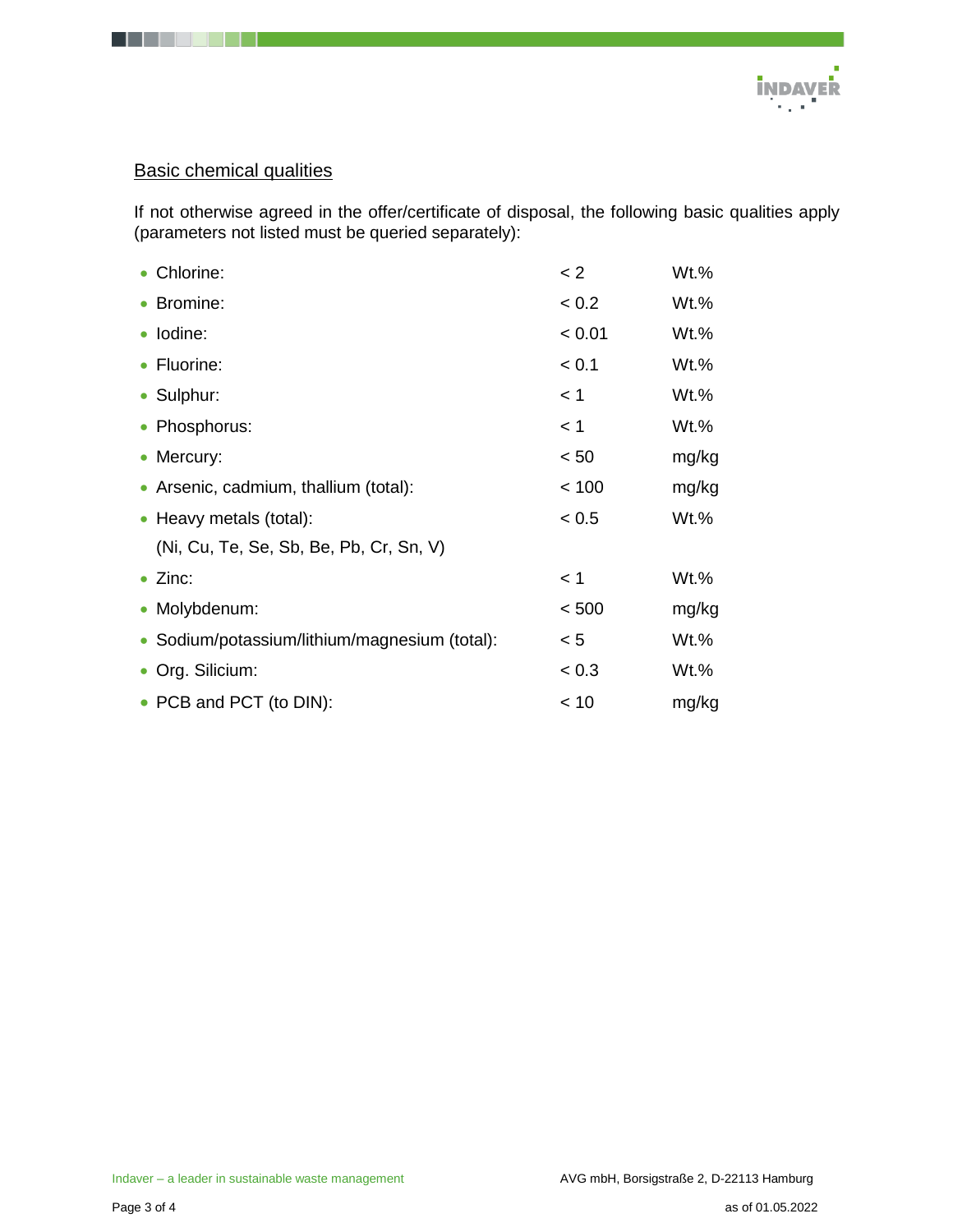## Basic chemical qualities

If not otherwise agreed in the offer/certificate of disposal, the following basic qualities apply (parameters not listed must be queried separately):

| Parameter | Limit | Unit |
|---|---|---|
| • Chlorine: | < 2 | Wt.% |
| • Bromine: | < 0.2 | Wt.% |
| • Iodine: | < 0.01 | Wt.% |
| • Fluorine: | < 0.1 | Wt.% |
| • Sulphur: | < 1 | Wt.% |
| • Phosphorus: | < 1 | Wt.% |
| • Mercury: | < 50 | mg/kg |
| • Arsenic, cadmium, thallium (total): | < 100 | mg/kg |
| • Heavy metals (total): (Ni, Cu, Te, Se, Sb, Be, Pb, Cr, Sn, V) | < 0.5 | Wt.% |
| • Zinc: | < 1 | Wt.% |
| • Molybdenum: | < 500 | mg/kg |
| • Sodium/potassium/lithium/magnesium (total): | < 5 | Wt.% |
| • Org. Silicium: | < 0.3 | Wt.% |
| • PCB and PCT (to DIN): | < 10 | mg/kg |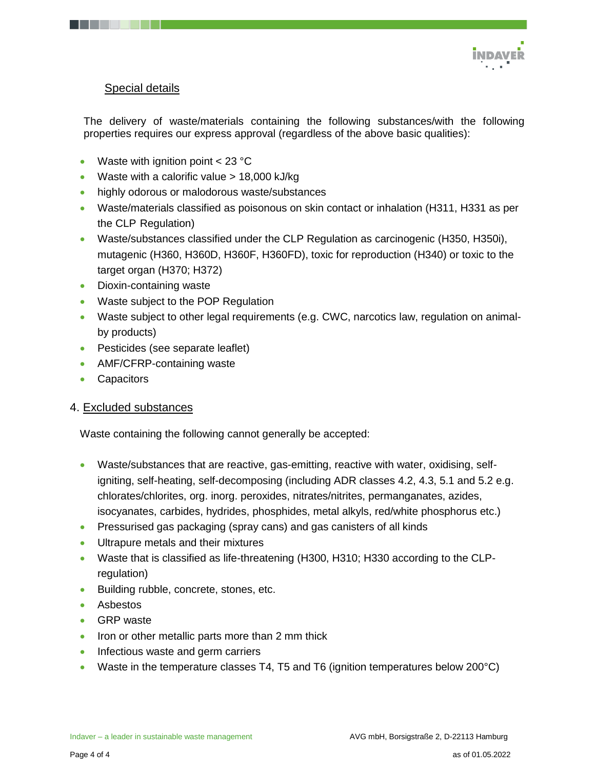### Special details

The delivery of waste/materials containing the following substances/with the following properties requires our express approval (regardless of the above basic qualities):

- Waste with ignition point < 23 °C
- Waste with a calorific value > 18,000 kJ/kg
- highly odorous or malodorous waste/substances
- Waste/materials classified as poisonous on skin contact or inhalation (H311, H331 as per the CLP Regulation)
- Waste/substances classified under the CLP Regulation as carcinogenic (H350, H350i), mutagenic (H360, H360D, H360F, H360FD), toxic for reproduction (H340) or toxic to the target organ (H370; H372)
- Dioxin-containing waste
- Waste subject to the POP Regulation
- Waste subject to other legal requirements (e.g. CWC, narcotics law, regulation on animal-by products)
- Pesticides (see separate leaflet)
- AMF/CFRP-containing waste
- Capacitors

## 4. Excluded substances

Waste containing the following cannot generally be accepted:

- Waste/substances that are reactive, gas-emitting, reactive with water, oxidising, self-igniting, self-heating, self-decomposing (including ADR classes 4.2, 4.3, 5.1 and 5.2 e.g. chlorates/chlorites, org. inorg. peroxides, nitrates/nitrites, permanganates, azides, isocyanates, carbides, hydrides, phosphides, metal alkyls, red/white phosphorus etc.)
- Pressurised gas packaging (spray cans) and gas canisters of all kinds
- Ultrapure metals and their mixtures
- Waste that is classified as life-threatening (H300, H310; H330 according to the CLP-regulation)
- Building rubble, concrete, stones, etc.
- Asbestos
- GRP waste
- Iron or other metallic parts more than 2 mm thick
- Infectious waste and germ carriers
- Waste in the temperature classes T4, T5 and T6 (ignition temperatures below 200°C)